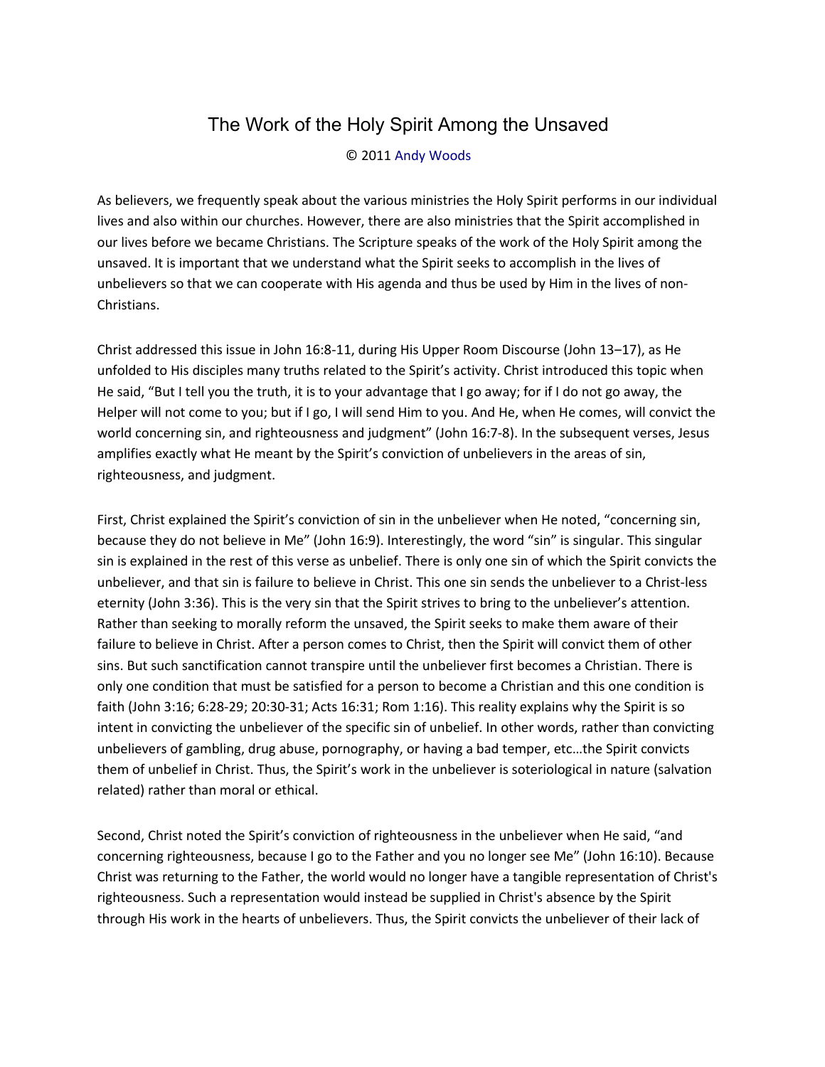# The Work of the Holy Spirit Among the Unsaved

© 2011 Andy Woods

As believers, we frequently speak about the various ministries the Holy Spirit performs in our individual lives and also within our churches. However, there are also ministries that the Spirit accomplished in our lives before we became Christians. The Scripture speaks of the work of the Holy Spirit among the unsaved. It is important that we understand what the Spirit seeks to accomplish in the lives of unbelievers so that we can cooperate with His agenda and thus be used by Him in the lives of non-Christians.

Christ addressed this issue in John 16:8-11, during His Upper Room Discourse (John 13–17), as He unfolded to His disciples many truths related to the Spirit's activity. Christ introduced this topic when He said, "But I tell you the truth, it is to your advantage that I go away; for if I do not go away, the Helper will not come to you; but if I go, I will send Him to you. And He, when He comes, will convict the world concerning sin, and righteousness and judgment" (John 16:7-8). In the subsequent verses, Jesus amplifies exactly what He meant by the Spirit's conviction of unbelievers in the areas of sin, righteousness, and judgment.

First, Christ explained the Spirit's conviction of sin in the unbeliever when He noted, "concerning sin, because they do not believe in Me" (John 16:9). Interestingly, the word "sin" is singular. This singular sin is explained in the rest of this verse as unbelief. There is only one sin of which the Spirit convicts the unbeliever, and that sin is failure to believe in Christ. This one sin sends the unbeliever to a Christ-less eternity (John 3:36). This is the very sin that the Spirit strives to bring to the unbeliever's attention. Rather than seeking to morally reform the unsaved, the Spirit seeks to make them aware of their failure to believe in Christ. After a person comes to Christ, then the Spirit will convict them of other sins. But such sanctification cannot transpire until the unbeliever first becomes a Christian. There is only one condition that must be satisfied for a person to become a Christian and this one condition is faith (John 3:16; 6:28-29; 20:30-31; Acts 16:31; Rom 1:16). This reality explains why the Spirit is so intent in convicting the unbeliever of the specific sin of unbelief. In other words, rather than convicting unbelievers of gambling, drug abuse, pornography, or having a bad temper, etc…the Spirit convicts them of unbelief in Christ. Thus, the Spirit's work in the unbeliever is soteriological in nature (salvation related) rather than moral or ethical.

Second, Christ noted the Spirit's conviction of righteousness in the unbeliever when He said, "and concerning righteousness, because I go to the Father and you no longer see Me" (John 16:10). Because Christ was returning to the Father, the world would no longer have a tangible representation of Christ's righteousness. Such a representation would instead be supplied in Christ's absence by the Spirit through His work in the hearts of unbelievers. Thus, the Spirit convicts the unbeliever of their lack of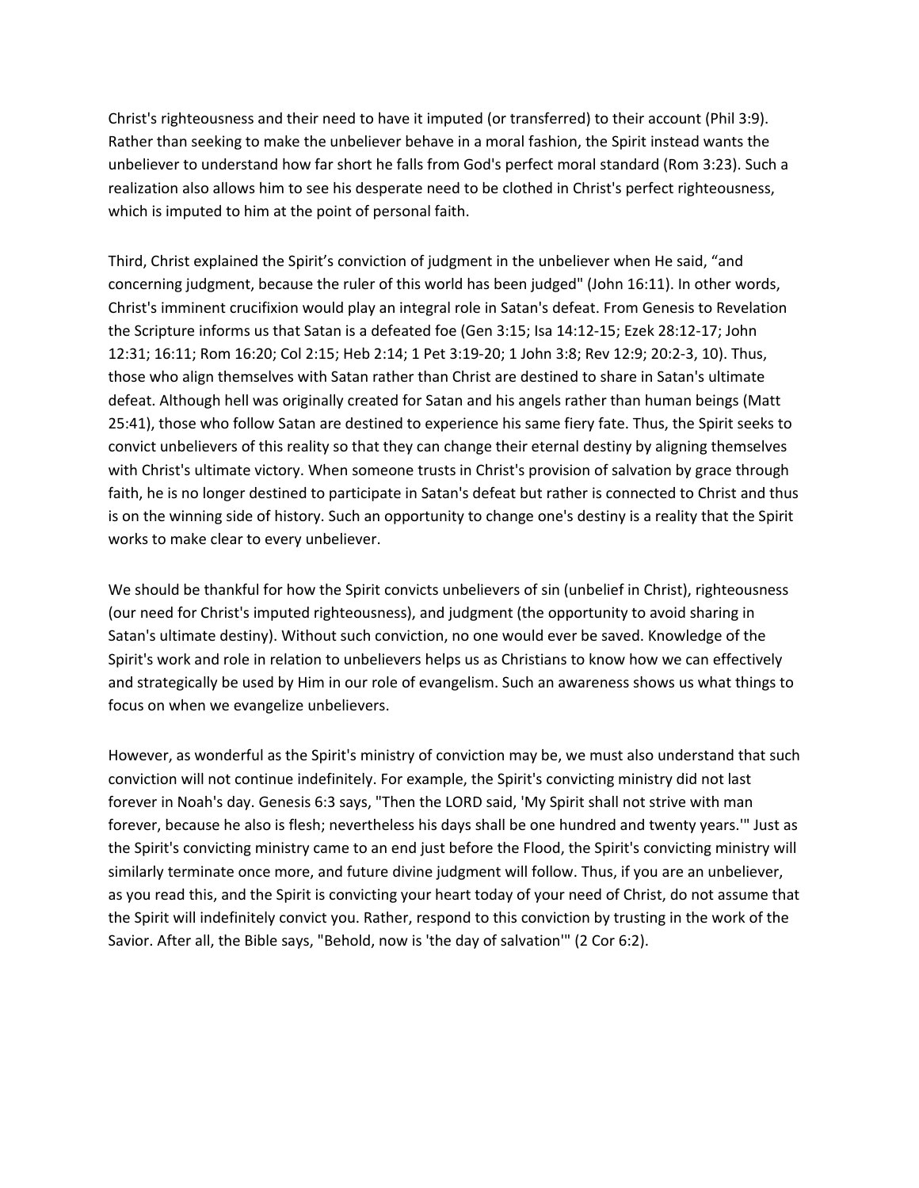Christ's righteousness and their need to have it imputed (or transferred) to their account (Phil 3:9). Rather than seeking to make the unbeliever behave in a moral fashion, the Spirit instead wants the unbeliever to understand how far short he falls from God's perfect moral standard (Rom 3:23). Such a realization also allows him to see his desperate need to be clothed in Christ's perfect righteousness, which is imputed to him at the point of personal faith.

Third, Christ explained the Spirit's conviction of judgment in the unbeliever when He said, "and concerning judgment, because the ruler of this world has been judged" (John 16:11). In other words, Christ's imminent crucifixion would play an integral role in Satan's defeat. From Genesis to Revelation the Scripture informs us that Satan is a defeated foe (Gen 3:15; Isa 14:12-15; Ezek 28:12-17; John 12:31; 16:11; Rom 16:20; Col 2:15; Heb 2:14; 1 Pet 3:19-20; 1 John 3:8; Rev 12:9; 20:2-3, 10). Thus, those who align themselves with Satan rather than Christ are destined to share in Satan's ultimate defeat. Although hell was originally created for Satan and his angels rather than human beings (Matt 25:41), those who follow Satan are destined to experience his same fiery fate. Thus, the Spirit seeks to convict unbelievers of this reality so that they can change their eternal destiny by aligning themselves with Christ's ultimate victory. When someone trusts in Christ's provision of salvation by grace through faith, he is no longer destined to participate in Satan's defeat but rather is connected to Christ and thus is on the winning side of history. Such an opportunity to change one's destiny is a reality that the Spirit works to make clear to every unbeliever.

We should be thankful for how the Spirit convicts unbelievers of sin (unbelief in Christ), righteousness (our need for Christ's imputed righteousness), and judgment (the opportunity to avoid sharing in Satan's ultimate destiny). Without such conviction, no one would ever be saved. Knowledge of the Spirit's work and role in relation to unbelievers helps us as Christians to know how we can effectively and strategically be used by Him in our role of evangelism. Such an awareness shows us what things to focus on when we evangelize unbelievers.

However, as wonderful as the Spirit's ministry of conviction may be, we must also understand that such conviction will not continue indefinitely. For example, the Spirit's convicting ministry did not last forever in Noah's day. Genesis 6:3 says, "Then the LORD said, 'My Spirit shall not strive with man forever, because he also is flesh; nevertheless his days shall be one hundred and twenty years.'" Just as the Spirit's convicting ministry came to an end just before the Flood, the Spirit's convicting ministry will similarly terminate once more, and future divine judgment will follow. Thus, if you are an unbeliever, as you read this, and the Spirit is convicting your heart today of your need of Christ, do not assume that the Spirit will indefinitely convict you. Rather, respond to this conviction by trusting in the work of the Savior. After all, the Bible says, "Behold, now is 'the day of salvation'" (2 Cor 6:2).